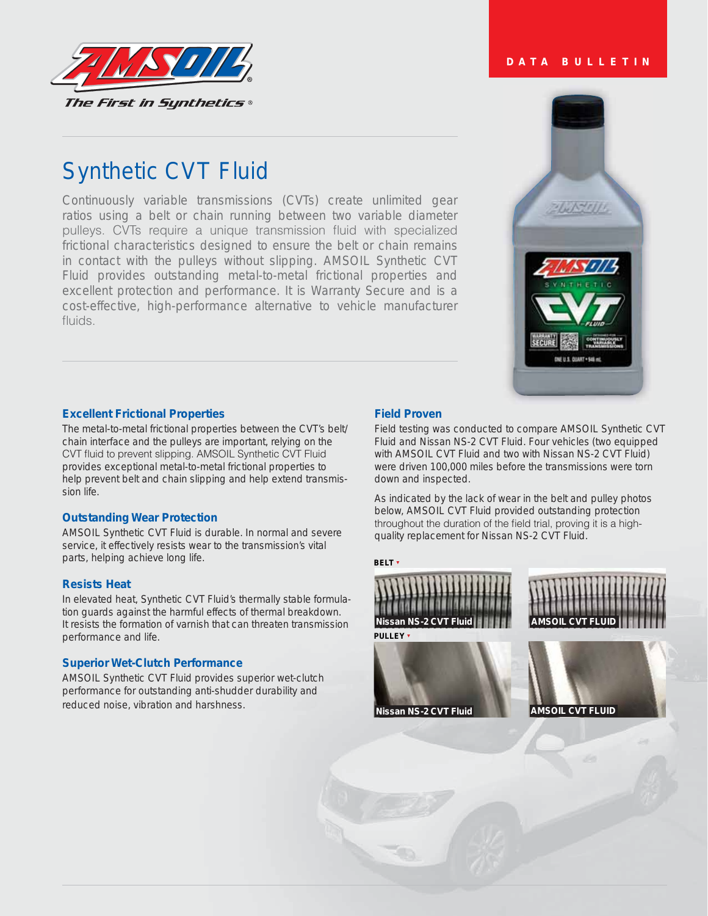DATA BULLETIN

# Synthetic CVT Fluid

Continuously variable transmissions (CVTs) create unlimited gear ratios using a belt or chain running between two variable diameter pulleys. CVTs require a unique transmission fluid with specialized frictional characteristics designed to ensure the belt or chain remains in contact with the pulleys without slipping. AMSOIL Synthetic CVT Fluid provides outstanding metal-to-metal frictional properties and excellent protection and performance. It is Warranty Secure and is a cost-effective, high-performance alternative to vehicle manufacturer fluids.

### Excellent Frictional Properties

The metal-to-metal frictional properties between the CVT's belt/chain interface and the pulleys are important, relying on the CVT fluid to prevent slipping. AMSOIL Synthetic CVT Fluid provides exceptional metal-to-metal frictional properties to help prevent belt and chain slipping and help extend transmission life.

### Outstanding Wear Protection

AMSOIL Synthetic CVT Fluid is durable. In normal and severe service, it effectively resists wear to the transmission's vital parts, helping achieve long life.

### Resists Heat

In elevated heat, Synthetic CVT Fluid's thermally stable formulation guards against the harmful effects of thermal breakdown. It resists the formation of varnish that can threaten transmission performance and life.

### Superior Wet-Clutch Performance

AMSOIL Synthetic CVT Fluid provides superior wet-clutch performance for outstanding anti-shudder durability and reduced noise, vibration and harshness.

### Field Proven

Field testing was conducted to compare AMSOIL Synthetic CVT Fluid and Nissan NS-2 CVT Fluid. Four vehicles (two equipped with AMSOIL CVT Fluid and two with Nissan NS-2 CVT Fluid) were driven 100,000 miles before the transmissions were torn down and inspected.

As indicated by the lack of wear in the belt and pulley photos below, AMSOIL CVT Fluid provided outstanding protection throughout the duration of the field trial, proving it is a high-quality replacement for Nissan NS-2 CVT Fluid.

**BELT**

Nissan NS-2 CVT Fluid

AMSOIL CVT FLUID

**PULLEY**

Nissan NS-2 CVT Fluid

AMSOIL CVT FLUID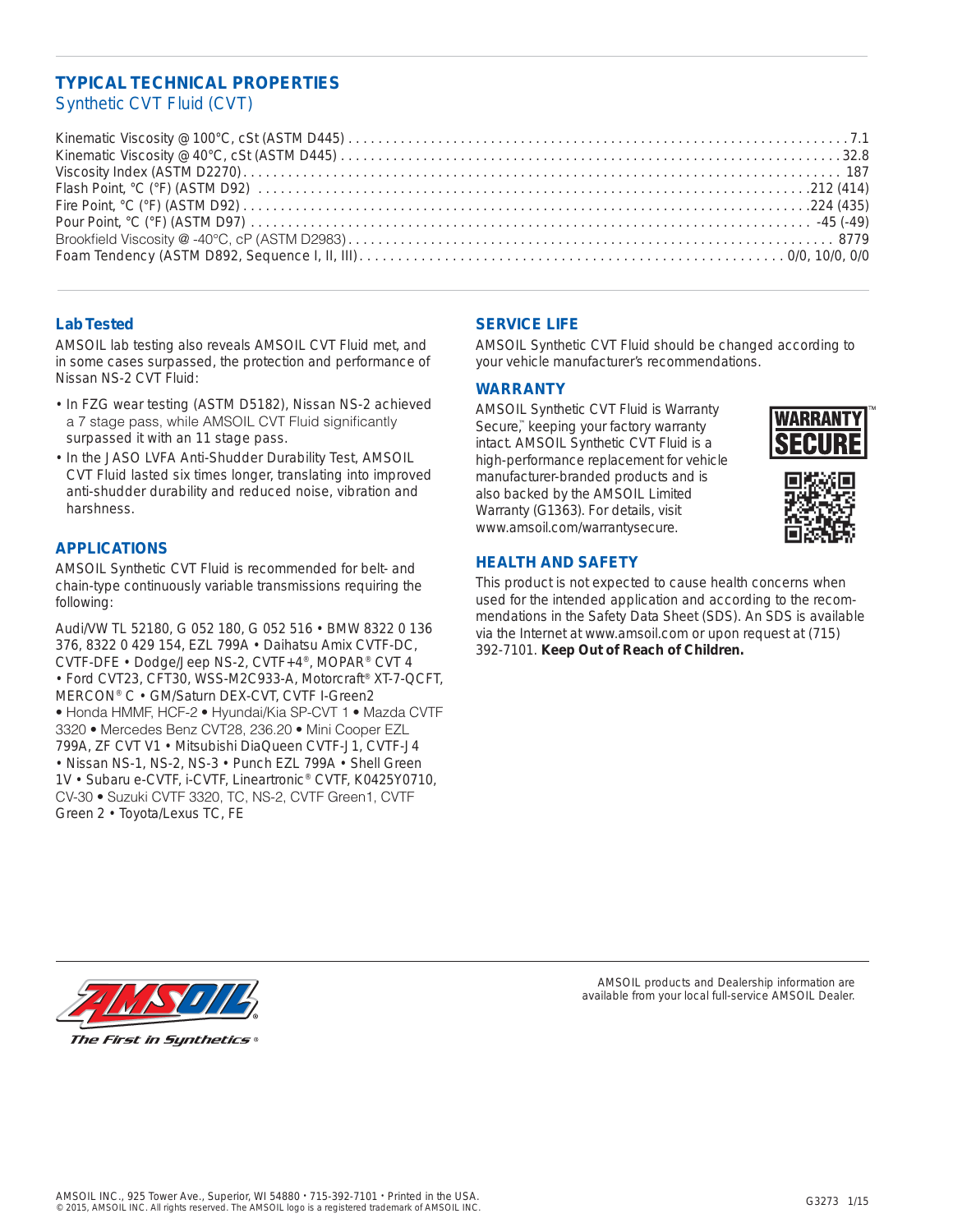## TYPICAL TECHNICAL PROPERTIES

### Synthetic CVT Fluid (CVT)

| | |
|---|---|
| Kinematic Viscosity @ 100°C, cSt (ASTM D445) | 7.1 |
| Kinematic Viscosity @ 40°C, cSt (ASTM D445) | 32.8 |
| Viscosity Index (ASTM D2270) | 187 |
| Flash Point, °C (°F) (ASTM D92) | 212 (414) |
| Fire Point, °C (°F) (ASTM D92) | 224 (435) |
| Pour Point, °C (°F) (ASTM D97) | -45 (-49) |
| Brookfield Viscosity @ -40°C, cP (ASTM D2983) | 8779 |
| Foam Tendency (ASTM D892, Sequence I, II, III) | 0/0, 10/0, 0/0 |

### Lab Tested

AMSOIL lab testing also reveals AMSOIL CVT Fluid met, and in some cases surpassed, the protection and performance of Nissan NS-2 CVT Fluid:

- In FZG wear testing (ASTM D5182), Nissan NS-2 achieved a 7 stage pass, while AMSOIL CVT Fluid significantly surpassed it with an 11 stage pass.
- In the JASO LVFA Anti-Shudder Durability Test, AMSOIL CVT Fluid lasted six times longer, translating into improved anti-shudder durability and reduced noise, vibration and harshness.

### APPLICATIONS

AMSOIL Synthetic CVT Fluid is recommended for belt- and chain-type continuously variable transmissions requiring the following:

Audi/VW TL 52180, G 052 180, G 052 516 • BMW 8322 0 136 376, 8322 0 429 154, EZL 799A • Daihatsu Amix CVTF-DC, CVTF-DFE • Dodge/Jeep NS-2, CVTF+4®, MOPAR® CVT 4 • Ford CVT23, CFT30, WSS-M2C933-A, Motorcraft® XT-7-QCFT, MERCON® C • GM/Saturn DEX-CVT, CVTF I-Green2 • Honda HMMF, HCF-2 • Hyundai/Kia SP-CVT 1 • Mazda CVTF 3320 • Mercedes Benz CVT28, 236.20 • Mini Cooper EZL 799A, ZF CVT V1 • Mitsubishi DiaQueen CVTF-J1, CVTF-J4 • Nissan NS-1, NS-2, NS-3 • Punch EZL 799A • Shell Green 1V • Subaru e-CVTF, i-CVTF, Lineartronic® CVTF, K0425Y0710, CV-30 • Suzuki CVTF 3320, TC, NS-2, CVTF Green1, CVTF Green 2 • Toyota/Lexus TC, FE

### SERVICE LIFE

AMSOIL Synthetic CVT Fluid should be changed according to your vehicle manufacturer's recommendations.

### WARRANTY

AMSOIL Synthetic CVT Fluid is Warranty Secure™, keeping your factory warranty intact. AMSOIL Synthetic CVT Fluid is a high-performance replacement for vehicle manufacturer-branded products and is also backed by the AMSOIL Limited Warranty (G1363). For details, visit www.amsoil.com/warrantysecure.

WARRANTY SECURE™

### HEALTH AND SAFETY

This product is not expected to cause health concerns when used for the intended application and according to the recommendations in the Safety Data Sheet (SDS). An SDS is available via the Internet at www.amsoil.com or upon request at (715) 392-7101. **Keep Out of Reach of Children.**

The First in Synthetics®

AMSOIL products and Dealership information are available from your local full-service AMSOIL Dealer.

AMSOIL INC., 925 Tower Ave., Superior, WI 54880 • 715-392-7101 • Printed in the USA.
© 2015, AMSOIL INC. All rights reserved. The AMSOIL logo is a registered trademark of AMSOIL INC.

G3273 1/15